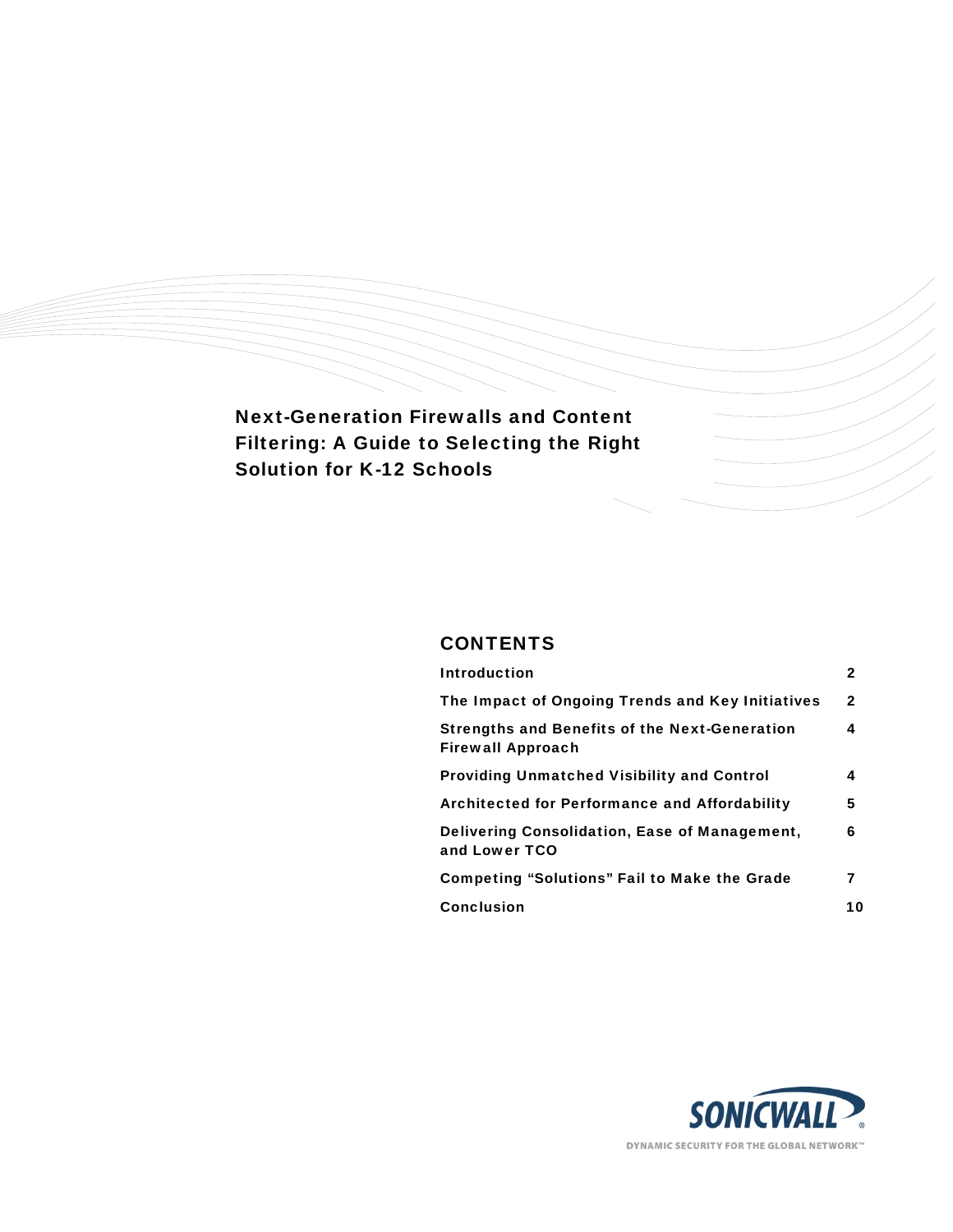# Next-Generation Firewalls and Content Filtering: A Guide to Selecting the Right Solution for K-12 Schools

## CONTENTS

| | |
|---|---|
| Introduction | 2 |
| The Impact of Ongoing Trends and Key Initiatives | 2 |
| Strengths and Benefits of the Next-Generation Firewall Approach | 4 |
| Providing Unmatched Visibility and Control | 4 |
| Architected for Performance and Affordability | 5 |
| Delivering Consolidation, Ease of Management, and Lower TCO | 6 |
| Competing "Solutions" Fail to Make the Grade | 7 |
| Conclusion | 10 |

SONICWALL®

DYNAMIC SECURITY FOR THE GLOBAL NETWORK™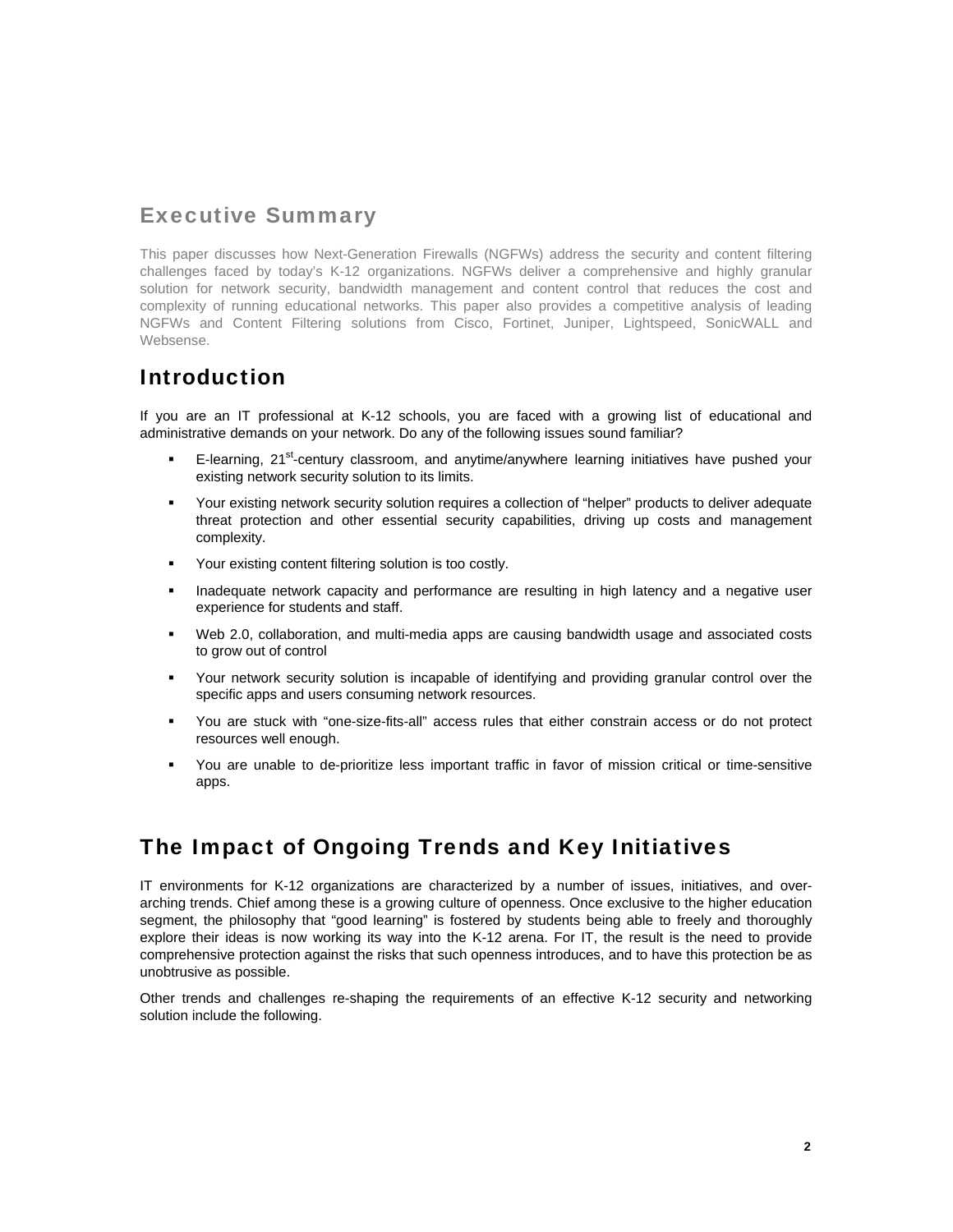## Executive Summary

This paper discusses how Next-Generation Firewalls (NGFWs) address the security and content filtering challenges faced by today's K-12 organizations. NGFWs deliver a comprehensive and highly granular solution for network security, bandwidth management and content control that reduces the cost and complexity of running educational networks. This paper also provides a competitive analysis of leading NGFWs and Content Filtering solutions from Cisco, Fortinet, Juniper, Lightspeed, SonicWALL and Websense.

## Introduction

If you are an IT professional at K-12 schools, you are faced with a growing list of educational and administrative demands on your network. Do any of the following issues sound familiar?

- E-learning, 21st-century classroom, and anytime/anywhere learning initiatives have pushed your existing network security solution to its limits.
- Your existing network security solution requires a collection of "helper" products to deliver adequate threat protection and other essential security capabilities, driving up costs and management complexity.
- Your existing content filtering solution is too costly.
- Inadequate network capacity and performance are resulting in high latency and a negative user experience for students and staff.
- Web 2.0, collaboration, and multi-media apps are causing bandwidth usage and associated costs to grow out of control
- Your network security solution is incapable of identifying and providing granular control over the specific apps and users consuming network resources.
- You are stuck with "one-size-fits-all" access rules that either constrain access or do not protect resources well enough.
- You are unable to de-prioritize less important traffic in favor of mission critical or time-sensitive apps.

## The Impact of Ongoing Trends and Key Initiatives

IT environments for K-12 organizations are characterized by a number of issues, initiatives, and over-arching trends. Chief among these is a growing culture of openness. Once exclusive to the higher education segment, the philosophy that "good learning" is fostered by students being able to freely and thoroughly explore their ideas is now working its way into the K-12 arena. For IT, the result is the need to provide comprehensive protection against the risks that such openness introduces, and to have this protection be as unobtrusive as possible.

Other trends and challenges re-shaping the requirements of an effective K-12 security and networking solution include the following.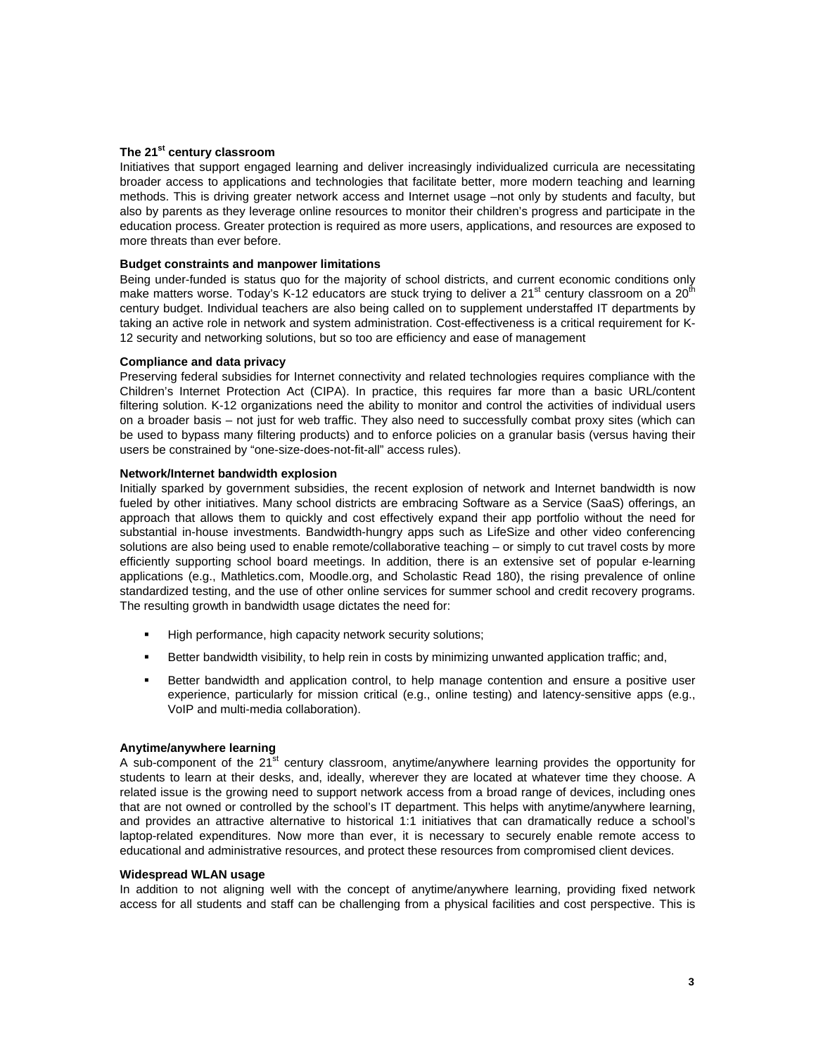### The 21st century classroom

Initiatives that support engaged learning and deliver increasingly individualized curricula are necessitating broader access to applications and technologies that facilitate better, more modern teaching and learning methods. This is driving greater network access and Internet usage –not only by students and faculty, but also by parents as they leverage online resources to monitor their children's progress and participate in the education process. Greater protection is required as more users, applications, and resources are exposed to more threats than ever before.

### Budget constraints and manpower limitations

Being under-funded is status quo for the majority of school districts, and current economic conditions only make matters worse. Today's K-12 educators are stuck trying to deliver a 21st century classroom on a 20th century budget. Individual teachers are also being called on to supplement understaffed IT departments by taking an active role in network and system administration. Cost-effectiveness is a critical requirement for K-12 security and networking solutions, but so too are efficiency and ease of management

### Compliance and data privacy

Preserving federal subsidies for Internet connectivity and related technologies requires compliance with the Children's Internet Protection Act (CIPA). In practice, this requires far more than a basic URL/content filtering solution. K-12 organizations need the ability to monitor and control the activities of individual users on a broader basis – not just for web traffic. They also need to successfully combat proxy sites (which can be used to bypass many filtering products) and to enforce policies on a granular basis (versus having their users be constrained by "one-size-does-not-fit-all" access rules).

### Network/Internet bandwidth explosion

Initially sparked by government subsidies, the recent explosion of network and Internet bandwidth is now fueled by other initiatives. Many school districts are embracing Software as a Service (SaaS) offerings, an approach that allows them to quickly and cost effectively expand their app portfolio without the need for substantial in-house investments. Bandwidth-hungry apps such as LifeSize and other video conferencing solutions are also being used to enable remote/collaborative teaching – or simply to cut travel costs by more efficiently supporting school board meetings. In addition, there is an extensive set of popular e-learning applications (e.g., Mathletics.com, Moodle.org, and Scholastic Read 180), the rising prevalence of online standardized testing, and the use of other online services for summer school and credit recovery programs. The resulting growth in bandwidth usage dictates the need for:

- High performance, high capacity network security solutions;
- Better bandwidth visibility, to help rein in costs by minimizing unwanted application traffic; and,
- Better bandwidth and application control, to help manage contention and ensure a positive user experience, particularly for mission critical (e.g., online testing) and latency-sensitive apps (e.g., VoIP and multi-media collaboration).

### Anytime/anywhere learning

A sub-component of the 21st century classroom, anytime/anywhere learning provides the opportunity for students to learn at their desks, and, ideally, wherever they are located at whatever time they choose. A related issue is the growing need to support network access from a broad range of devices, including ones that are not owned or controlled by the school's IT department. This helps with anytime/anywhere learning, and provides an attractive alternative to historical 1:1 initiatives that can dramatically reduce a school's laptop-related expenditures. Now more than ever, it is necessary to securely enable remote access to educational and administrative resources, and protect these resources from compromised client devices.

### Widespread WLAN usage

In addition to not aligning well with the concept of anytime/anywhere learning, providing fixed network access for all students and staff can be challenging from a physical facilities and cost perspective. This is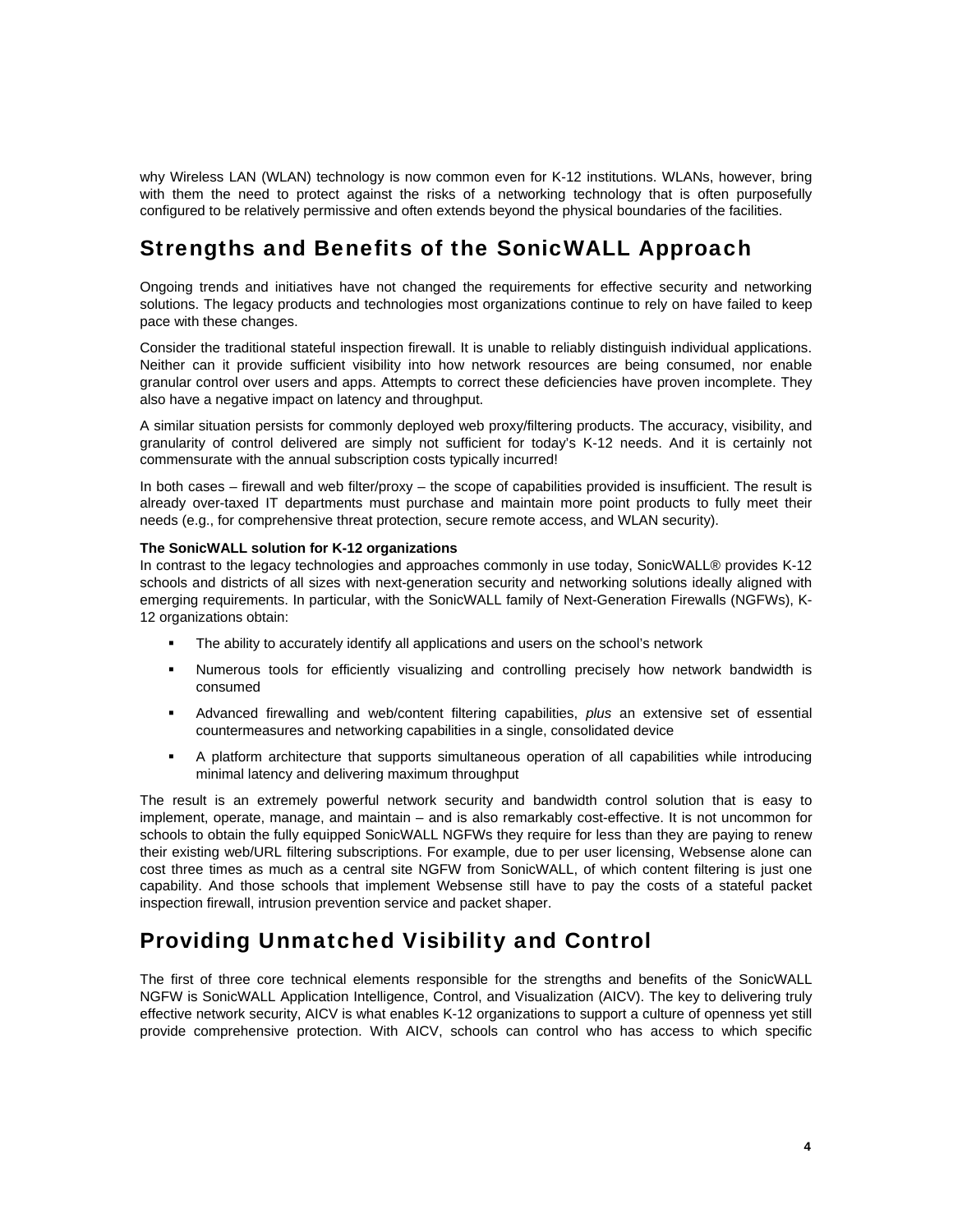why Wireless LAN (WLAN) technology is now common even for K-12 institutions. WLANs, however, bring with them the need to protect against the risks of a networking technology that is often purposefully configured to be relatively permissive and often extends beyond the physical boundaries of the facilities.

## Strengths and Benefits of the SonicWALL Approach

Ongoing trends and initiatives have not changed the requirements for effective security and networking solutions. The legacy products and technologies most organizations continue to rely on have failed to keep pace with these changes.

Consider the traditional stateful inspection firewall. It is unable to reliably distinguish individual applications. Neither can it provide sufficient visibility into how network resources are being consumed, nor enable granular control over users and apps. Attempts to correct these deficiencies have proven incomplete. They also have a negative impact on latency and throughput.

A similar situation persists for commonly deployed web proxy/filtering products. The accuracy, visibility, and granularity of control delivered are simply not sufficient for today's K-12 needs. And it is certainly not commensurate with the annual subscription costs typically incurred!

In both cases – firewall and web filter/proxy – the scope of capabilities provided is insufficient. The result is already over-taxed IT departments must purchase and maintain more point products to fully meet their needs (e.g., for comprehensive threat protection, secure remote access, and WLAN security).

**The SonicWALL solution for K-12 organizations**

In contrast to the legacy technologies and approaches commonly in use today, SonicWALL® provides K-12 schools and districts of all sizes with next-generation security and networking solutions ideally aligned with emerging requirements. In particular, with the SonicWALL family of Next-Generation Firewalls (NGFWs), K-12 organizations obtain:

- The ability to accurately identify all applications and users on the school's network
- Numerous tools for efficiently visualizing and controlling precisely how network bandwidth is consumed
- Advanced firewalling and web/content filtering capabilities, *plus* an extensive set of essential countermeasures and networking capabilities in a single, consolidated device
- A platform architecture that supports simultaneous operation of all capabilities while introducing minimal latency and delivering maximum throughput

The result is an extremely powerful network security and bandwidth control solution that is easy to implement, operate, manage, and maintain – and is also remarkably cost-effective. It is not uncommon for schools to obtain the fully equipped SonicWALL NGFWs they require for less than they are paying to renew their existing web/URL filtering subscriptions. For example, due to per user licensing, Websense alone can cost three times as much as a central site NGFW from SonicWALL, of which content filtering is just one capability. And those schools that implement Websense still have to pay the costs of a stateful packet inspection firewall, intrusion prevention service and packet shaper.

## Providing Unmatched Visibility and Control

The first of three core technical elements responsible for the strengths and benefits of the SonicWALL NGFW is SonicWALL Application Intelligence, Control, and Visualization (AICV). The key to delivering truly effective network security, AICV is what enables K-12 organizations to support a culture of openness yet still provide comprehensive protection. With AICV, schools can control who has access to which specific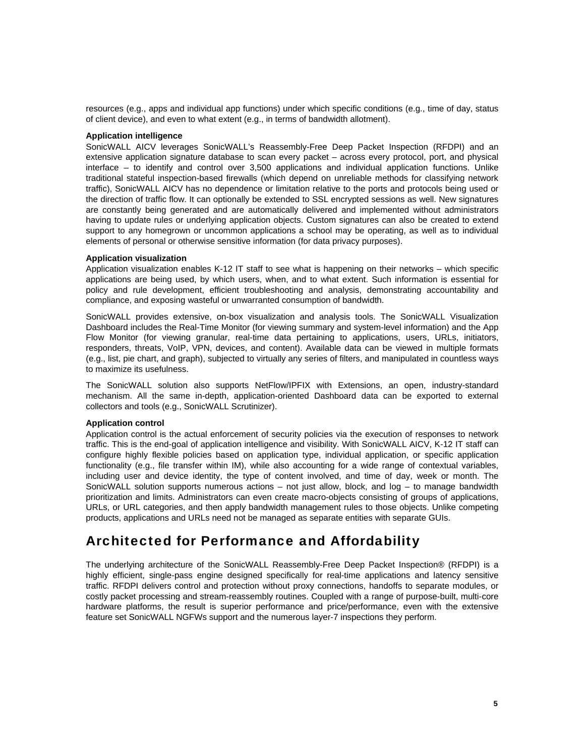resources (e.g., apps and individual app functions) under which specific conditions (e.g., time of day, status of client device), and even to what extent (e.g., in terms of bandwidth allotment).

**Application intelligence**

SonicWALL AICV leverages SonicWALL's Reassembly-Free Deep Packet Inspection (RFDPI) and an extensive application signature database to scan every packet – across every protocol, port, and physical interface – to identify and control over 3,500 applications and individual application functions. Unlike traditional stateful inspection-based firewalls (which depend on unreliable methods for classifying network traffic), SonicWALL AICV has no dependence or limitation relative to the ports and protocols being used or the direction of traffic flow. It can optionally be extended to SSL encrypted sessions as well. New signatures are constantly being generated and are automatically delivered and implemented without administrators having to update rules or underlying application objects. Custom signatures can also be created to extend support to any homegrown or uncommon applications a school may be operating, as well as to individual elements of personal or otherwise sensitive information (for data privacy purposes).

**Application visualization**

Application visualization enables K-12 IT staff to see what is happening on their networks – which specific applications are being used, by which users, when, and to what extent. Such information is essential for policy and rule development, efficient troubleshooting and analysis, demonstrating accountability and compliance, and exposing wasteful or unwarranted consumption of bandwidth.

SonicWALL provides extensive, on-box visualization and analysis tools. The SonicWALL Visualization Dashboard includes the Real-Time Monitor (for viewing summary and system-level information) and the App Flow Monitor (for viewing granular, real-time data pertaining to applications, users, URLs, initiators, responders, threats, VoIP, VPN, devices, and content). Available data can be viewed in multiple formats (e.g., list, pie chart, and graph), subjected to virtually any series of filters, and manipulated in countless ways to maximize its usefulness.

The SonicWALL solution also supports NetFlow/IPFIX with Extensions, an open, industry-standard mechanism. All the same in-depth, application-oriented Dashboard data can be exported to external collectors and tools (e.g., SonicWALL Scrutinizer).

**Application control**

Application control is the actual enforcement of security policies via the execution of responses to network traffic. This is the end-goal of application intelligence and visibility. With SonicWALL AICV, K-12 IT staff can configure highly flexible policies based on application type, individual application, or specific application functionality (e.g., file transfer within IM), while also accounting for a wide range of contextual variables, including user and device identity, the type of content involved, and time of day, week or month. The SonicWALL solution supports numerous actions – not just allow, block, and log – to manage bandwidth prioritization and limits. Administrators can even create macro-objects consisting of groups of applications, URLs, or URL categories, and then apply bandwidth management rules to those objects. Unlike competing products, applications and URLs need not be managed as separate entities with separate GUIs.

## Architected for Performance and Affordability

The underlying architecture of the SonicWALL Reassembly-Free Deep Packet Inspection® (RFDPI) is a highly efficient, single-pass engine designed specifically for real-time applications and latency sensitive traffic. RFDPI delivers control and protection without proxy connections, handoffs to separate modules, or costly packet processing and stream-reassembly routines. Coupled with a range of purpose-built, multi-core hardware platforms, the result is superior performance and price/performance, even with the extensive feature set SonicWALL NGFWs support and the numerous layer-7 inspections they perform.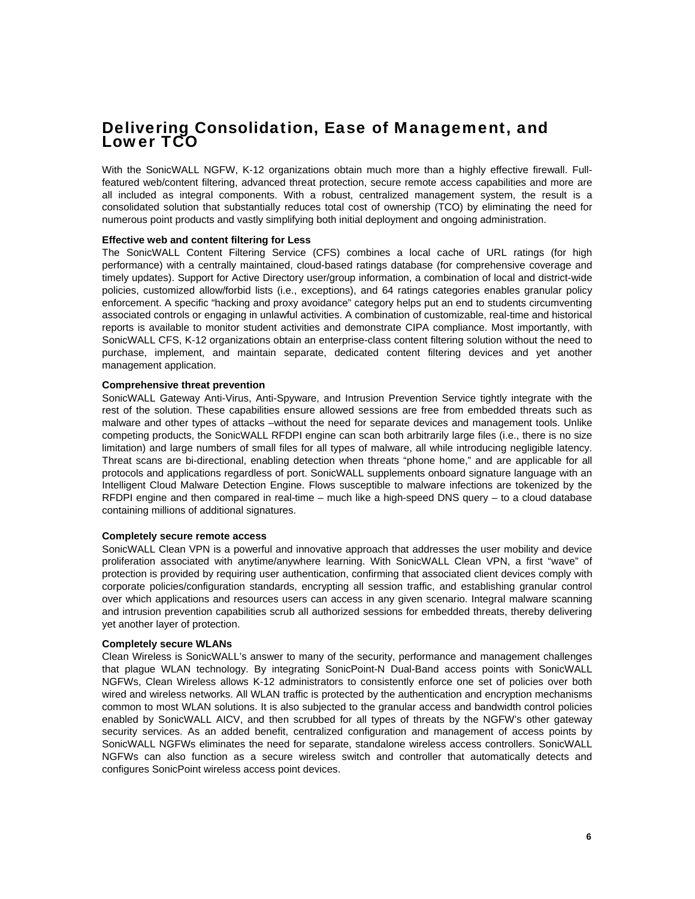# Delivering Consolidation, Ease of Management, and Lower TCO

With the SonicWALL NGFW, K-12 organizations obtain much more than a highly effective firewall. Full-featured web/content filtering, advanced threat protection, secure remote access capabilities and more are all included as integral components. With a robust, centralized management system, the result is a consolidated solution that substantially reduces total cost of ownership (TCO) by eliminating the need for numerous point products and vastly simplifying both initial deployment and ongoing administration.

**Effective web and content filtering for Less**

The SonicWALL Content Filtering Service (CFS) combines a local cache of URL ratings (for high performance) with a centrally maintained, cloud-based ratings database (for comprehensive coverage and timely updates). Support for Active Directory user/group information, a combination of local and district-wide policies, customized allow/forbid lists (i.e., exceptions), and 64 ratings categories enables granular policy enforcement. A specific "hacking and proxy avoidance" category helps put an end to students circumventing associated controls or engaging in unlawful activities. A combination of customizable, real-time and historical reports is available to monitor student activities and demonstrate CIPA compliance. Most importantly, with SonicWALL CFS, K-12 organizations obtain an enterprise-class content filtering solution without the need to purchase, implement, and maintain separate, dedicated content filtering devices and yet another management application.

**Comprehensive threat prevention**

SonicWALL Gateway Anti-Virus, Anti-Spyware, and Intrusion Prevention Service tightly integrate with the rest of the solution. These capabilities ensure allowed sessions are free from embedded threats such as malware and other types of attacks –without the need for separate devices and management tools. Unlike competing products, the SonicWALL RFDPI engine can scan both arbitrarily large files (i.e., there is no size limitation) and large numbers of small files for all types of malware, all while introducing negligible latency. Threat scans are bi-directional, enabling detection when threats "phone home," and are applicable for all protocols and applications regardless of port. SonicWALL supplements onboard signature language with an Intelligent Cloud Malware Detection Engine. Flows susceptible to malware infections are tokenized by the RFDPI engine and then compared in real-time – much like a high-speed DNS query – to a cloud database containing millions of additional signatures.

**Completely secure remote access**

SonicWALL Clean VPN is a powerful and innovative approach that addresses the user mobility and device proliferation associated with anytime/anywhere learning. With SonicWALL Clean VPN, a first "wave" of protection is provided by requiring user authentication, confirming that associated client devices comply with corporate policies/configuration standards, encrypting all session traffic, and establishing granular control over which applications and resources users can access in any given scenario. Integral malware scanning and intrusion prevention capabilities scrub all authorized sessions for embedded threats, thereby delivering yet another layer of protection.

**Completely secure WLANs**

Clean Wireless is SonicWALL's answer to many of the security, performance and management challenges that plague WLAN technology. By integrating SonicPoint-N Dual-Band access points with SonicWALL NGFWs, Clean Wireless allows K-12 administrators to consistently enforce one set of policies over both wired and wireless networks. All WLAN traffic is protected by the authentication and encryption mechanisms common to most WLAN solutions. It is also subjected to the granular access and bandwidth control policies enabled by SonicWALL AICV, and then scrubbed for all types of threats by the NGFW's other gateway security services. As an added benefit, centralized configuration and management of access points by SonicWALL NGFWs eliminates the need for separate, standalone wireless access controllers. SonicWALL NGFWs can also function as a secure wireless switch and controller that automatically detects and configures SonicPoint wireless access point devices.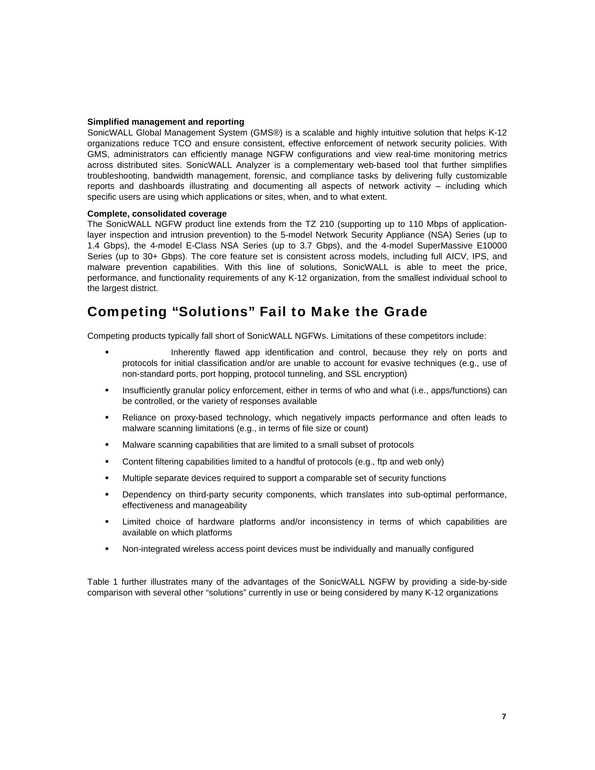**Simplified management and reporting**

SonicWALL Global Management System (GMS®) is a scalable and highly intuitive solution that helps K-12 organizations reduce TCO and ensure consistent, effective enforcement of network security policies. With GMS, administrators can efficiently manage NGFW configurations and view real-time monitoring metrics across distributed sites. SonicWALL Analyzer is a complementary web-based tool that further simplifies troubleshooting, bandwidth management, forensic, and compliance tasks by delivering fully customizable reports and dashboards illustrating and documenting all aspects of network activity – including which specific users are using which applications or sites, when, and to what extent.

**Complete, consolidated coverage**

The SonicWALL NGFW product line extends from the TZ 210 (supporting up to 110 Mbps of application-layer inspection and intrusion prevention) to the 5-model Network Security Appliance (NSA) Series (up to 1.4 Gbps), the 4-model E-Class NSA Series (up to 3.7 Gbps), and the 4-model SuperMassive E10000 Series (up to 30+ Gbps). The core feature set is consistent across models, including full AICV, IPS, and malware prevention capabilities. With this line of solutions, SonicWALL is able to meet the price, performance, and functionality requirements of any K-12 organization, from the smallest individual school to the largest district.

## Competing "Solutions" Fail to Make the Grade

Competing products typically fall short of SonicWALL NGFWs. Limitations of these competitors include:

- Inherently flawed app identification and control, because they rely on ports and protocols for initial classification and/or are unable to account for evasive techniques (e.g., use of non-standard ports, port hopping, protocol tunneling, and SSL encryption)
- Insufficiently granular policy enforcement, either in terms of who and what (i.e., apps/functions) can be controlled, or the variety of responses available
- Reliance on proxy-based technology, which negatively impacts performance and often leads to malware scanning limitations (e.g., in terms of file size or count)
- Malware scanning capabilities that are limited to a small subset of protocols
- Content filtering capabilities limited to a handful of protocols (e.g., ftp and web only)
- Multiple separate devices required to support a comparable set of security functions
- Dependency on third-party security components, which translates into sub-optimal performance, effectiveness and manageability
- Limited choice of hardware platforms and/or inconsistency in terms of which capabilities are available on which platforms
- Non-integrated wireless access point devices must be individually and manually configured

Table 1 further illustrates many of the advantages of the SonicWALL NGFW by providing a side-by-side comparison with several other "solutions" currently in use or being considered by many K-12 organizations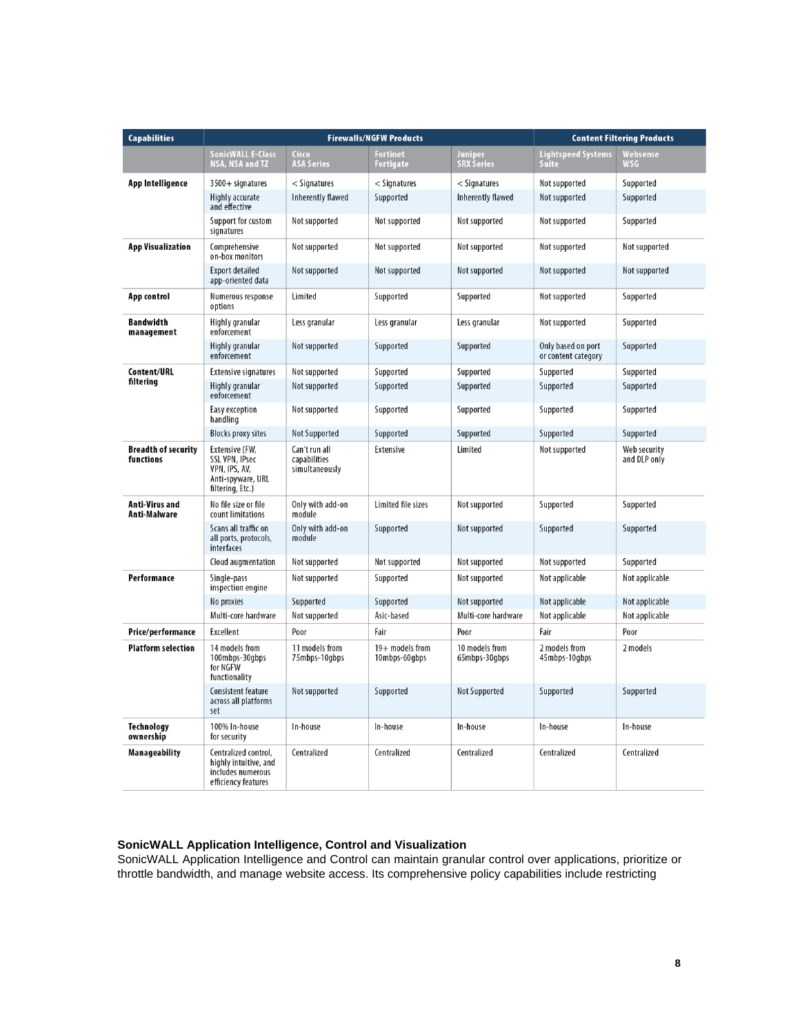| Capabilities | Firewalls/NGFW Products | | | | Content Filtering Products | |
|---|---|---|---|---|---|---|
| | SonicWALL E-Class NSA, NSA and TZ | Cisco ASA Series | Fortinet Fortigate | Juniper SRX Series | Lightspeed Systems Suite | Websense WSG |
| App Intelligence | 3500+ signatures | < Signatures | < Signatures | < Signatures | Not supported | Supported |
| | Highly accurate and effective | Inherently flawed | Supported | Inherently flawed | Not supported | Supported |
| | Support for custom signatures | Not supported | Not supported | Not supported | Not supported | Supported |
| App Visualization | Comprehensive on-box monitors | Not supported | Not supported | Not supported | Not supported | Not supported |
| | Export detailed app-oriented data | Not supported | Not supported | Not supported | Not supported | Not supported |
| App control | Numerous response options | Limited | Supported | Supported | Not supported | Supported |
| Bandwidth management | Highly granular enforcement | Less granular | Less granular | Less granular | Not supported | Supported |
| | Highly granular enforcement | Not supported | Supported | Supported | Only based on port or content category | Supported |
| Content/URL filtering | Extensive signatures | Not supported | Supported | Supported | Supported | Supported |
| | Highly granular enforcement | Not supported | Supported | Supported | Supported | Supported |
| | Easy exception handling | Not supported | Supported | Supported | Supported | Supported |
| | Blocks proxy sites | Not Supported | Supported | Supported | Supported | Supported |
| Breadth of security functions | Extensive (FW, SSL VPN, IPsec VPN, IPS, AV, Anti-spyware, URL filtering, Etc.) | Can't run all capabilities simultaneously | Extensive | Limited | Not supported | Web security and DLP only |
| Anti-Virus and Anti-Malware | No file size or file count limitations | Only with add-on module | Limited file sizes | Not supported | Supported | Supported |
| | Scans all traffic on all ports, protocols, interfaces | Only with add-on module | Supported | Not supported | Supported | Supported |
| | Cloud augmentation | Not supported | Not supported | Not supported | Not supported | Supported |
| Performance | Single-pass inspection engine | Not supported | Supported | Not supported | Not applicable | Not applicable |
| | No proxies | Supported | Supported | Not supported | Not applicable | Not applicable |
| | Multi-core hardware | Not supported | Asic-based | Multi-core hardware | Not applicable | Not applicable |
| Price/performance | Excellent | Poor | Fair | Poor | Fair | Poor |
| Platform selection | 14 models from 100mbps-30gbps for NGFW functionality | 11 models from 75mbps-10gbps | 19+ models from 10mbps-60gbps | 10 models from 65mbps-30gbps | 2 models from 45mbps-10gbps | 2 models |
| | Consistent feature across all platforms set | Not supported | Supported | Not Supported | Supported | Supported |
| Technology ownership | 100% In-house for security | In-house | In-house | In-house | In-house | In-house |
| Manageability | Centralized control, highly intuitive, and includes numerous efficiency features | Centralized | Centralized | Centralized | Centralized | Centralized |

**SonicWALL Application Intelligence, Control and Visualization**

SonicWALL Application Intelligence and Control can maintain granular control over applications, prioritize or throttle bandwidth, and manage website access. Its comprehensive policy capabilities include restricting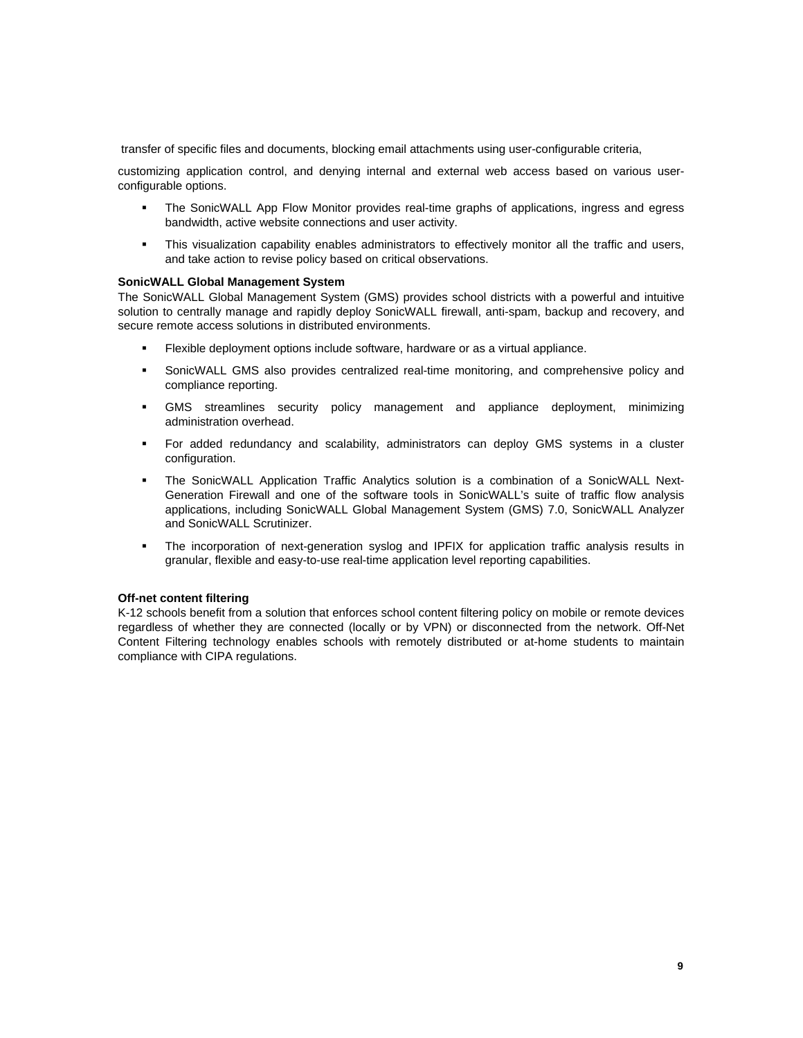transfer of specific files and documents, blocking email attachments using user-configurable criteria,

customizing application control, and denying internal and external web access based on various user-configurable options.

- The SonicWALL App Flow Monitor provides real-time graphs of applications, ingress and egress bandwidth, active website connections and user activity.
- This visualization capability enables administrators to effectively monitor all the traffic and users, and take action to revise policy based on critical observations.

**SonicWALL Global Management System**

The SonicWALL Global Management System (GMS) provides school districts with a powerful and intuitive solution to centrally manage and rapidly deploy SonicWALL firewall, anti-spam, backup and recovery, and secure remote access solutions in distributed environments.

- Flexible deployment options include software, hardware or as a virtual appliance.
- SonicWALL GMS also provides centralized real-time monitoring, and comprehensive policy and compliance reporting.
- GMS streamlines security policy management and appliance deployment, minimizing administration overhead.
- For added redundancy and scalability, administrators can deploy GMS systems in a cluster configuration.
- The SonicWALL Application Traffic Analytics solution is a combination of a SonicWALL Next-Generation Firewall and one of the software tools in SonicWALL's suite of traffic flow analysis applications, including SonicWALL Global Management System (GMS) 7.0, SonicWALL Analyzer and SonicWALL Scrutinizer.
- The incorporation of next-generation syslog and IPFIX for application traffic analysis results in granular, flexible and easy-to-use real-time application level reporting capabilities.

**Off-net content filtering**

K-12 schools benefit from a solution that enforces school content filtering policy on mobile or remote devices regardless of whether they are connected (locally or by VPN) or disconnected from the network. Off-Net Content Filtering technology enables schools with remotely distributed or at-home students to maintain compliance with CIPA regulations.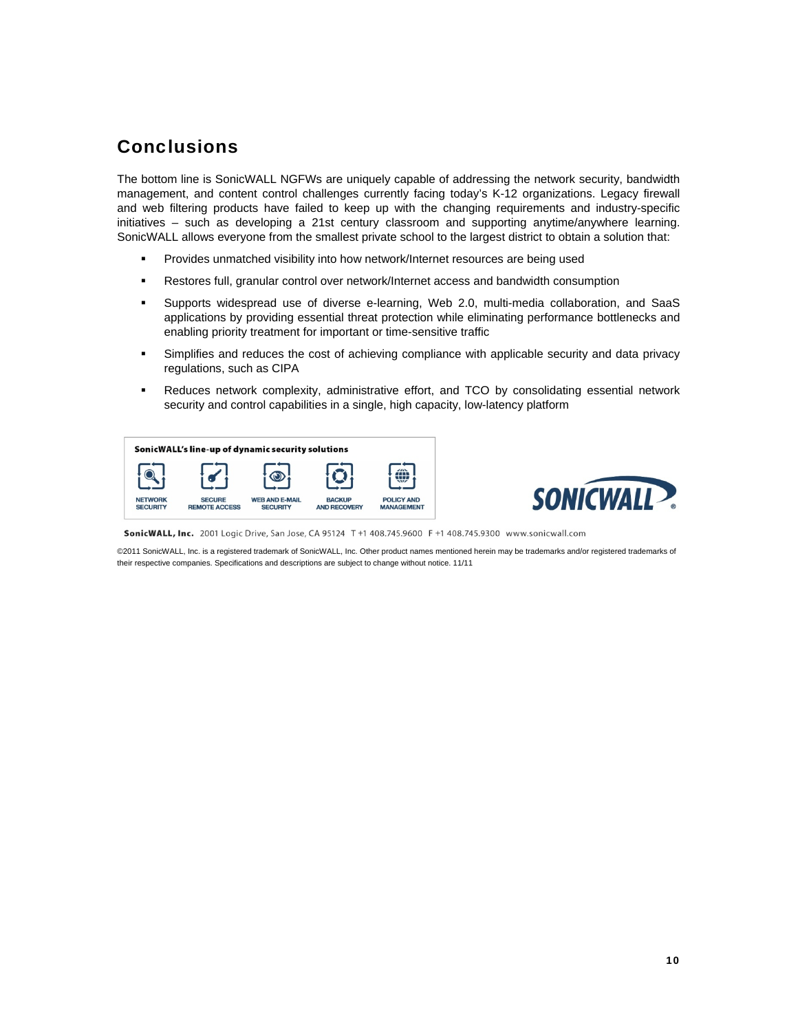## Conclusions

The bottom line is SonicWALL NGFWs are uniquely capable of addressing the network security, bandwidth management, and content control challenges currently facing today's K-12 organizations. Legacy firewall and web filtering products have failed to keep up with the changing requirements and industry-specific initiatives – such as developing a 21st century classroom and supporting anytime/anywhere learning. SonicWALL allows everyone from the smallest private school to the largest district to obtain a solution that:

- Provides unmatched visibility into how network/Internet resources are being used
- Restores full, granular control over network/Internet access and bandwidth consumption
- Supports widespread use of diverse e-learning, Web 2.0, multi-media collaboration, and SaaS applications by providing essential threat protection while eliminating performance bottlenecks and enabling priority treatment for important or time-sensitive traffic
- Simplifies and reduces the cost of achieving compliance with applicable security and data privacy regulations, such as CIPA
- Reduces network complexity, administrative effort, and TCO by consolidating essential network security and control capabilities in a single, high capacity, low-latency platform

**SonicWALL's line-up of dynamic security solutions**

NETWORK SECURITY
SECURE REMOTE ACCESS
WEB AND E-MAIL SECURITY
BACKUP AND RECOVERY
POLICY AND MANAGEMENT

SONICWALL

**SonicWALL, Inc.** 2001 Logic Drive, San Jose, CA 95124 T +1 408.745.9600 F +1 408.745.9300 www.sonicwall.com

©2011 SonicWALL, Inc. is a registered trademark of SonicWALL, Inc. Other product names mentioned herein may be trademarks and/or registered trademarks of their respective companies. Specifications and descriptions are subject to change without notice. 11/11